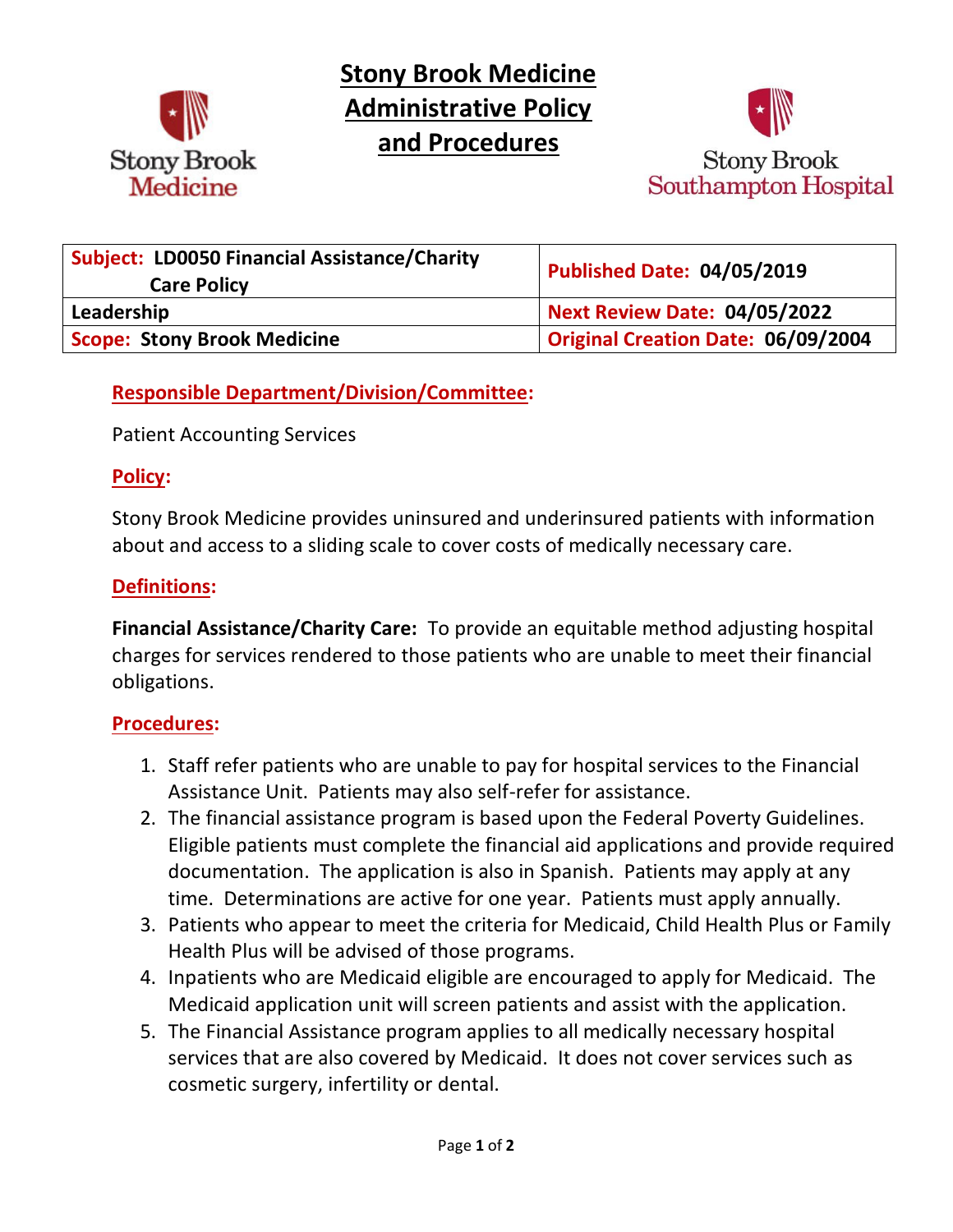# Stony Brook Medicine Administrative Policy and Procedures

| Subject: LD0050 Financial Assistance/Charity Care Policy | Published Date: 04/05/2019 |
|---|---|
| Leadership | Next Review Date: 04/05/2022 |
| Scope: Stony Brook Medicine | Original Creation Date: 06/09/2004 |

## Responsible Department/Division/Committee:

Patient Accounting Services

## Policy:

Stony Brook Medicine provides uninsured and underinsured patients with information about and access to a sliding scale to cover costs of medically necessary care.

## Definitions:

**Financial Assistance/Charity Care:** To provide an equitable method adjusting hospital charges for services rendered to those patients who are unable to meet their financial obligations.

## Procedures:

1. Staff refer patients who are unable to pay for hospital services to the Financial Assistance Unit. Patients may also self-refer for assistance.
2. The financial assistance program is based upon the Federal Poverty Guidelines. Eligible patients must complete the financial aid applications and provide required documentation. The application is also in Spanish. Patients may apply at any time. Determinations are active for one year. Patients must apply annually.
3. Patients who appear to meet the criteria for Medicaid, Child Health Plus or Family Health Plus will be advised of those programs.
4. Inpatients who are Medicaid eligible are encouraged to apply for Medicaid. The Medicaid application unit will screen patients and assist with the application.
5. The Financial Assistance program applies to all medically necessary hospital services that are also covered by Medicaid. It does not cover services such as cosmetic surgery, infertility or dental.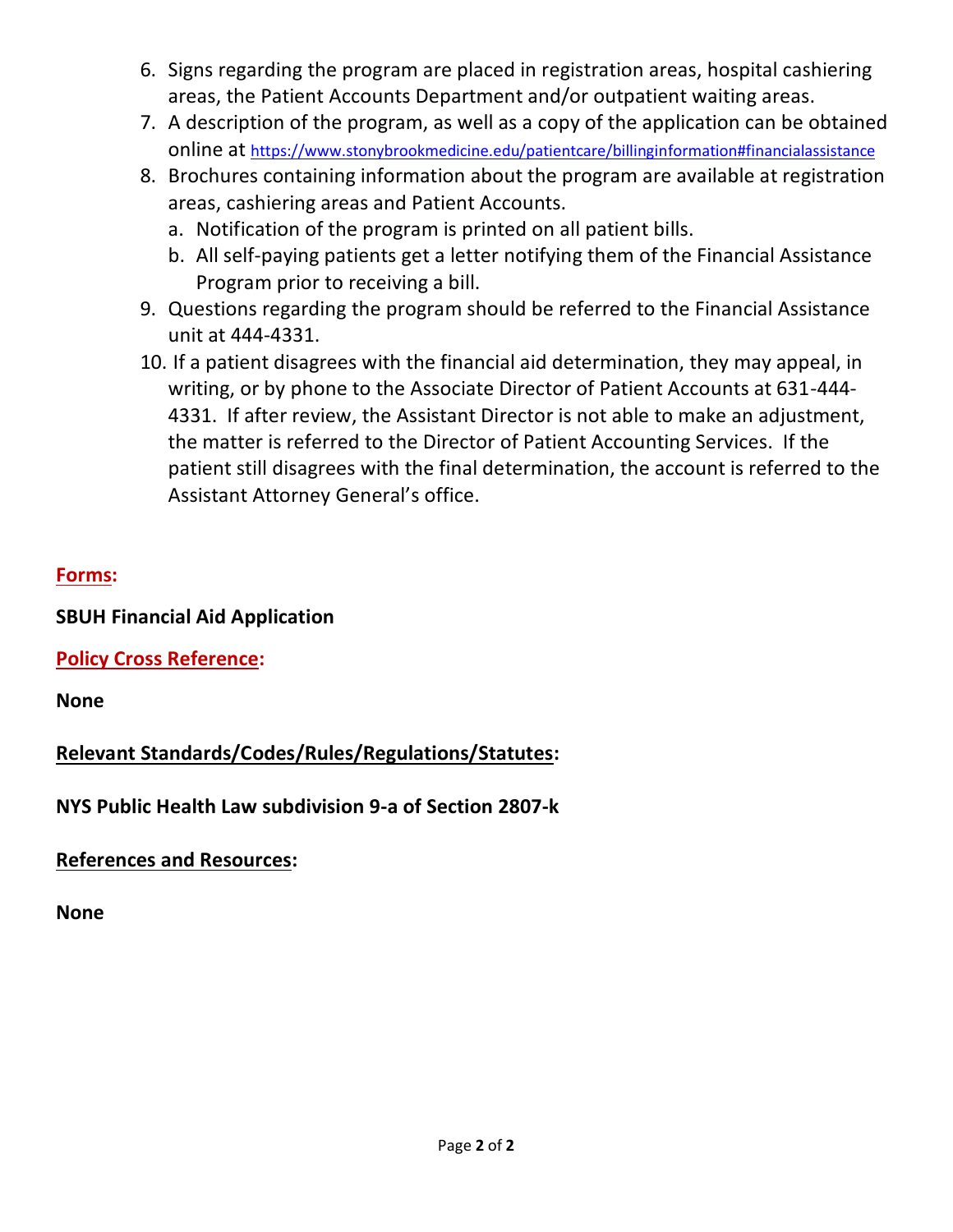6. Signs regarding the program are placed in registration areas, hospital cashiering areas, the Patient Accounts Department and/or outpatient waiting areas.
7. A description of the program, as well as a copy of the application can be obtained online at https://www.stonybrookmedicine.edu/patientcare/billinginformation#financialassistance
8. Brochures containing information about the program are available at registration areas, cashiering areas and Patient Accounts.
   a. Notification of the program is printed on all patient bills.
   b. All self-paying patients get a letter notifying them of the Financial Assistance Program prior to receiving a bill.
9. Questions regarding the program should be referred to the Financial Assistance unit at 444-4331.
10. If a patient disagrees with the financial aid determination, they may appeal, in writing, or by phone to the Associate Director of Patient Accounts at 631-444-4331. If after review, the Assistant Director is not able to make an adjustment, the matter is referred to the Director of Patient Accounting Services. If the patient still disagrees with the final determination, the account is referred to the Assistant Attorney General's office.

**Forms:**

**SBUH Financial Aid Application**

**Policy Cross Reference:**

**None**

**Relevant Standards/Codes/Rules/Regulations/Statutes:**

**NYS Public Health Law subdivision 9-a of Section 2807-k**

**References and Resources:**

**None**